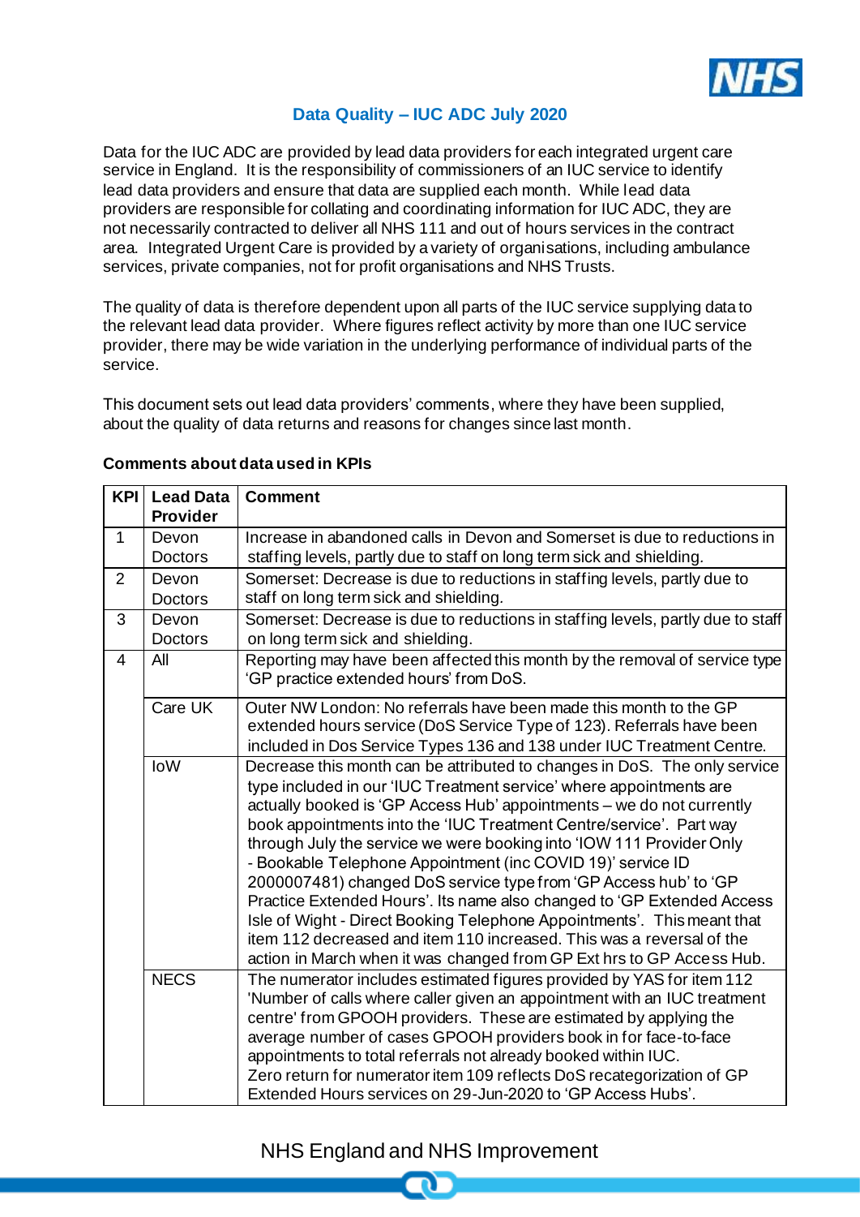# Data Quality – IUC ADC July 2020

Data for the IUC ADC are provided by lead data providers for each integrated urgent care service in England. It is the responsibility of commissioners of an IUC service to identify lead data providers and ensure that data are supplied each month. While lead data providers are responsible for collating and coordinating information for IUC ADC, they are not necessarily contracted to deliver all NHS 111 and out of hours services in the contract area. Integrated Urgent Care is provided by a variety of organisations, including ambulance services, private companies, not for profit organisations and NHS Trusts.

The quality of data is therefore dependent upon all parts of the IUC service supplying data to the relevant lead data provider. Where figures reflect activity by more than one IUC service provider, there may be wide variation in the underlying performance of individual parts of the service.

This document sets out lead data providers' comments, where they have been supplied, about the quality of data returns and reasons for changes since last month.

**Comments about data used in KPIs**

| KPI | Lead Data Provider | Comment |
|---|---|---|
| 1 | Devon Doctors | Increase in abandoned calls in Devon and Somerset is due to reductions in staffing levels, partly due to staff on long term sick and shielding. |
| 2 | Devon Doctors | Somerset: Decrease is due to reductions in staffing levels, partly due to staff on long term sick and shielding. |
| 3 | Devon Doctors | Somerset: Decrease is due to reductions in staffing levels, partly due to staff on long term sick and shielding. |
| 4 | All | Reporting may have been affected this month by the removal of service type 'GP practice extended hours' from DoS. |
| | Care UK | Outer NW London: No referrals have been made this month to the GP extended hours service (DoS Service Type of 123). Referrals have been included in Dos Service Types 136 and 138 under IUC Treatment Centre. |
| | IoW | Decrease this month can be attributed to changes in DoS. The only service type included in our 'IUC Treatment service' where appointments are actually booked is 'GP Access Hub' appointments – we do not currently book appointments into the 'IUC Treatment Centre/service'. Part way through July the service we were booking into 'IOW 111 Provider Only - Bookable Telephone Appointment (inc COVID 19)' service ID 2000007481) changed DoS service type from 'GP Access hub' to 'GP Practice Extended Hours'. Its name also changed to 'GP Extended Access Isle of Wight - Direct Booking Telephone Appointments'. This meant that item 112 decreased and item 110 increased. This was a reversal of the action in March when it was changed from GP Ext hrs to GP Access Hub. |
| | NECS | The numerator includes estimated figures provided by YAS for item 112 'Number of calls where caller given an appointment with an IUC treatment centre' from GPOOH providers. These are estimated by applying the average number of cases GPOOH providers book in for face-to-face appointments to total referrals not already booked within IUC.<br>Zero return for numerator item 109 reflects DoS recategorization of GP Extended Hours services on 29-Jun-2020 to 'GP Access Hubs'. |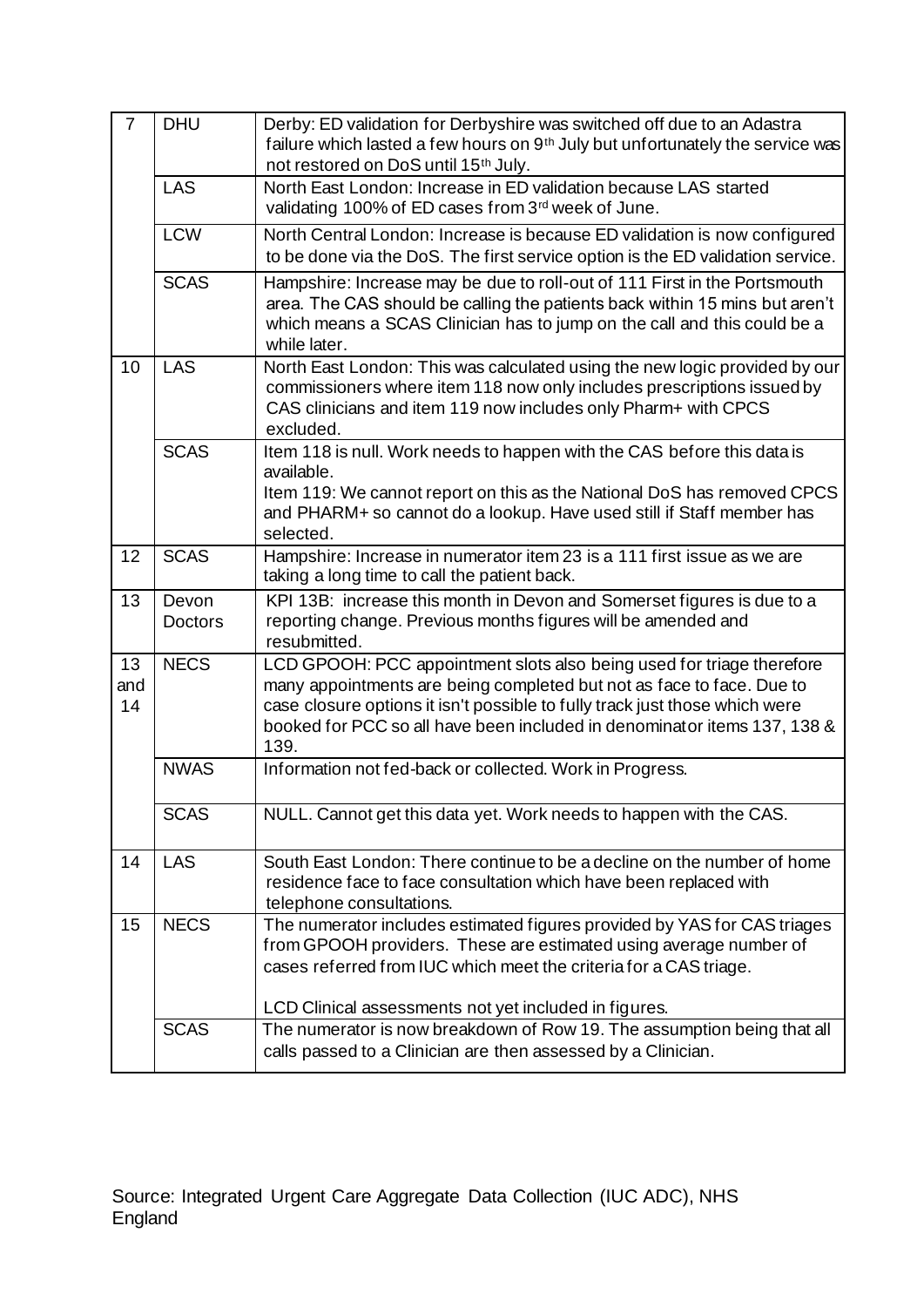| | | |
|---|---|---|
| 7 | DHU | Derby: ED validation for Derbyshire was switched off due to an Adastra failure which lasted a few hours on 9th July but unfortunately the service was not restored on DoS until 15th July. |
| | LAS | North East London: Increase in ED validation because LAS started validating 100% of ED cases from 3rd week of June. |
| | LCW | North Central London: Increase is because ED validation is now configured to be done via the DoS. The first service option is the ED validation service. |
| | SCAS | Hampshire: Increase may be due to roll-out of 111 First in the Portsmouth area. The CAS should be calling the patients back within 15 mins but aren't which means a SCAS Clinician has to jump on the call and this could be a while later. |
| 10 | LAS | North East London: This was calculated using the new logic provided by our commissioners where item 118 now only includes prescriptions issued by CAS clinicians and item 119 now includes only Pharm+ with CPCS excluded. |
| | SCAS | Item 118 is null. Work needs to happen with the CAS before this data is available.<br>Item 119: We cannot report on this as the National DoS has removed CPCS and PHARM+ so cannot do a lookup. Have used still if Staff member has selected. |
| 12 | SCAS | Hampshire: Increase in numerator item 23 is a 111 first issue as we are taking a long time to call the patient back. |
| 13 | Devon Doctors | KPI 13B: increase this month in Devon and Somerset figures is due to a reporting change. Previous months figures will be amended and resubmitted. |
| 13 and 14 | NECS | LCD GPOOH: PCC appointment slots also being used for triage therefore many appointments are being completed but not as face to face. Due to case closure options it isn't possible to fully track just those which were booked for PCC so all have been included in denominator items 137, 138 & 139. |
| | NWAS | Information not fed-back or collected. Work in Progress. |
| | SCAS | NULL. Cannot get this data yet. Work needs to happen with the CAS. |
| 14 | LAS | South East London: There continue to be a decline on the number of home residence face to face consultation which have been replaced with telephone consultations. |
| 15 | NECS | The numerator includes estimated figures provided by YAS for CAS triages from GPOOH providers. These are estimated using average number of cases referred from IUC which meet the criteria for a CAS triage.<br><br>LCD Clinical assessments not yet included in figures. |
| | SCAS | The numerator is now breakdown of Row 19. The assumption being that all calls passed to a Clinician are then assessed by a Clinician. |

Source: Integrated Urgent Care Aggregate Data Collection (IUC ADC), NHS England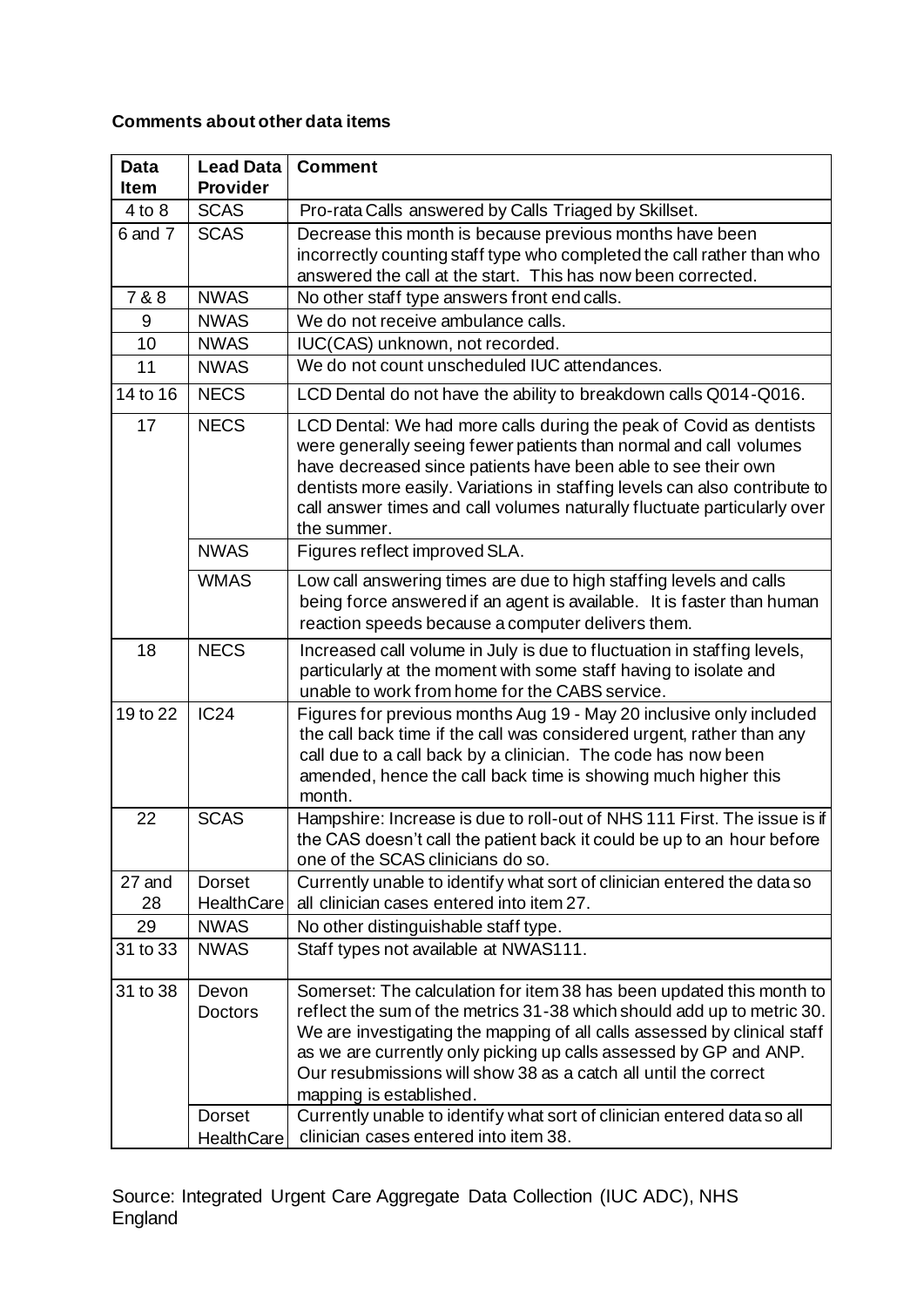**Comments about other data items**

| Data Item | Lead Data Provider | Comment |
|---|---|---|
| 4 to 8 | SCAS | Pro-rata Calls answered by Calls Triaged by Skillset. |
| 6 and 7 | SCAS | Decrease this month is because previous months have been incorrectly counting staff type who completed the call rather than who answered the call at the start. This has now been corrected. |
| 7 & 8 | NWAS | No other staff type answers front end calls. |
| 9 | NWAS | We do not receive ambulance calls. |
| 10 | NWAS | IUC(CAS) unknown, not recorded. |
| 11 | NWAS | We do not count unscheduled IUC attendances. |
| 14 to 16 | NECS | LCD Dental do not have the ability to breakdown calls Q014-Q016. |
| 17 | NECS | LCD Dental: We had more calls during the peak of Covid as dentists were generally seeing fewer patients than normal and call volumes have decreased since patients have been able to see their own dentists more easily. Variations in staffing levels can also contribute to call answer times and call volumes naturally fluctuate particularly over the summer. |
| | NWAS | Figures reflect improved SLA. |
| | WMAS | Low call answering times are due to high staffing levels and calls being force answered if an agent is available. It is faster than human reaction speeds because a computer delivers them. |
| 18 | NECS | Increased call volume in July is due to fluctuation in staffing levels, particularly at the moment with some staff having to isolate and unable to work from home for the CABS service. |
| 19 to 22 | IC24 | Figures for previous months Aug 19 - May 20 inclusive only included the call back time if the call was considered urgent, rather than any call due to a call back by a clinician. The code has now been amended, hence the call back time is showing much higher this month. |
| 22 | SCAS | Hampshire: Increase is due to roll-out of NHS 111 First. The issue is if the CAS doesn't call the patient back it could be up to an hour before one of the SCAS clinicians do so. |
| 27 and 28 | Dorset HealthCare | Currently unable to identify what sort of clinician entered the data so all clinician cases entered into item 27. |
| 29 | NWAS | No other distinguishable staff type. |
| 31 to 33 | NWAS | Staff types not available at NWAS111. |
| 31 to 38 | Devon Doctors | Somerset: The calculation for item 38 has been updated this month to reflect the sum of the metrics 31-38 which should add up to metric 30. We are investigating the mapping of all calls assessed by clinical staff as we are currently only picking up calls assessed by GP and ANP. Our resubmissions will show 38 as a catch all until the correct mapping is established. |
| | Dorset HealthCare | Currently unable to identify what sort of clinician entered data so all clinician cases entered into item 38. |

Source: Integrated Urgent Care Aggregate Data Collection (IUC ADC), NHS England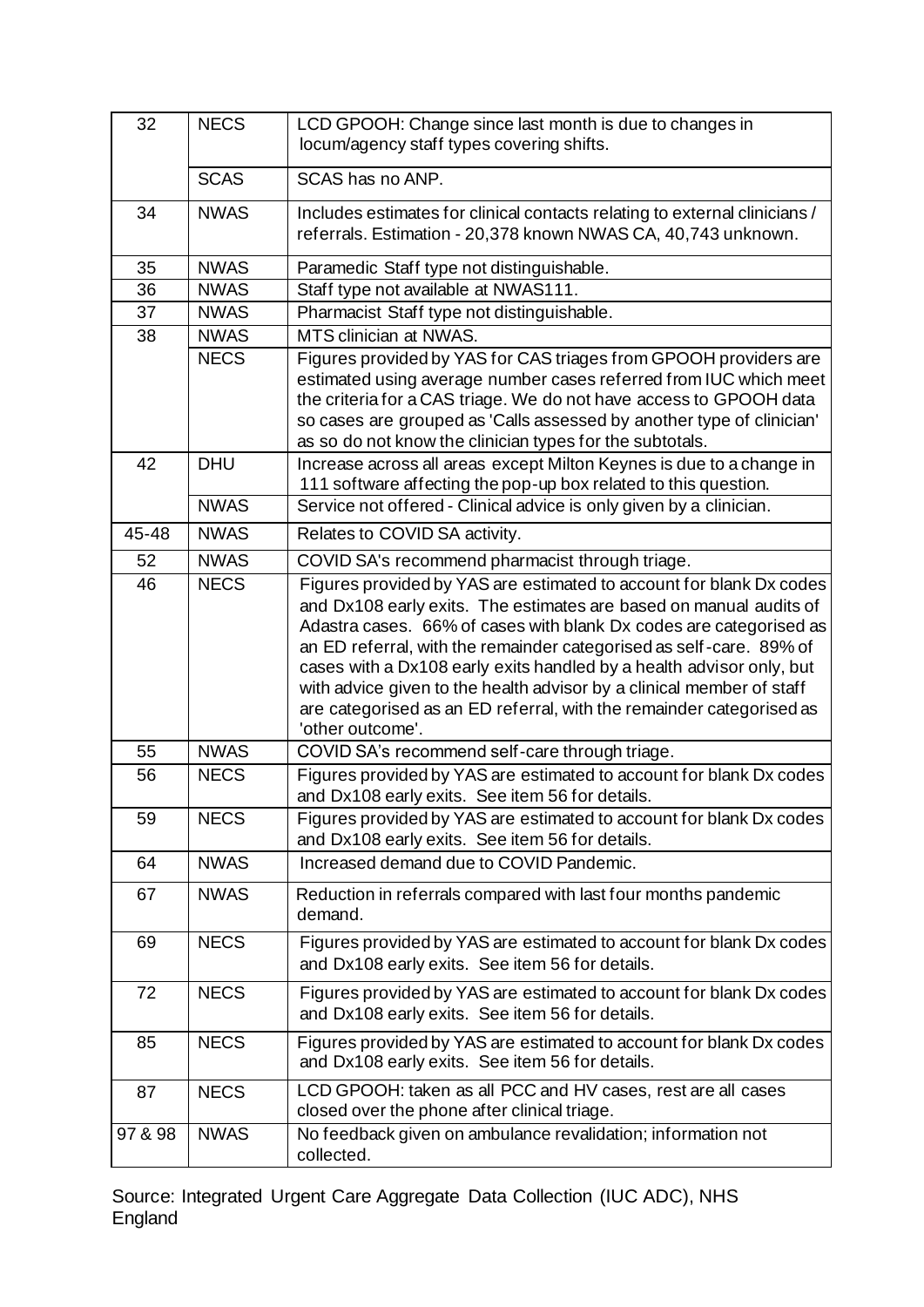| | | |
|---|---|---|
| 32 | NECS | LCD GPOOH: Change since last month is due to changes in locum/agency staff types covering shifts. |
| | SCAS | SCAS has no ANP. |
| 34 | NWAS | Includes estimates for clinical contacts relating to external clinicians / referrals. Estimation - 20,378 known NWAS CA, 40,743 unknown. |
| 35 | NWAS | Paramedic Staff type not distinguishable. |
| 36 | NWAS | Staff type not available at NWAS111. |
| 37 | NWAS | Pharmacist Staff type not distinguishable. |
| 38 | NWAS | MTS clinician at NWAS. |
| | NECS | Figures provided by YAS for CAS triages from GPOOH providers are estimated using average number cases referred from IUC which meet the criteria for a CAS triage. We do not have access to GPOOH data so cases are grouped as 'Calls assessed by another type of clinician' as so do not know the clinician types for the subtotals. |
| 42 | DHU | Increase across all areas except Milton Keynes is due to a change in 111 software affecting the pop-up box related to this question. |
| | NWAS | Service not offered - Clinical advice is only given by a clinician. |
| 45-48 | NWAS | Relates to COVID SA activity. |
| 52 | NWAS | COVID SA's recommend pharmacist through triage. |
| 46 | NECS | Figures provided by YAS are estimated to account for blank Dx codes and Dx108 early exits. The estimates are based on manual audits of Adastra cases. 66% of cases with blank Dx codes are categorised as an ED referral, with the remainder categorised as self-care. 89% of cases with a Dx108 early exits handled by a health advisor only, but with advice given to the health advisor by a clinical member of staff are categorised as an ED referral, with the remainder categorised as 'other outcome'. |
| 55 | NWAS | COVID SA's recommend self-care through triage. |
| 56 | NECS | Figures provided by YAS are estimated to account for blank Dx codes and Dx108 early exits. See item 56 for details. |
| 59 | NECS | Figures provided by YAS are estimated to account for blank Dx codes and Dx108 early exits. See item 56 for details. |
| 64 | NWAS | Increased demand due to COVID Pandemic. |
| 67 | NWAS | Reduction in referrals compared with last four months pandemic demand. |
| 69 | NECS | Figures provided by YAS are estimated to account for blank Dx codes and Dx108 early exits. See item 56 for details. |
| 72 | NECS | Figures provided by YAS are estimated to account for blank Dx codes and Dx108 early exits. See item 56 for details. |
| 85 | NECS | Figures provided by YAS are estimated to account for blank Dx codes and Dx108 early exits. See item 56 for details. |
| 87 | NECS | LCD GPOOH: taken as all PCC and HV cases, rest are all cases closed over the phone after clinical triage. |
| 97 & 98 | NWAS | No feedback given on ambulance revalidation; information not collected. |

Source: Integrated Urgent Care Aggregate Data Collection (IUC ADC), NHS England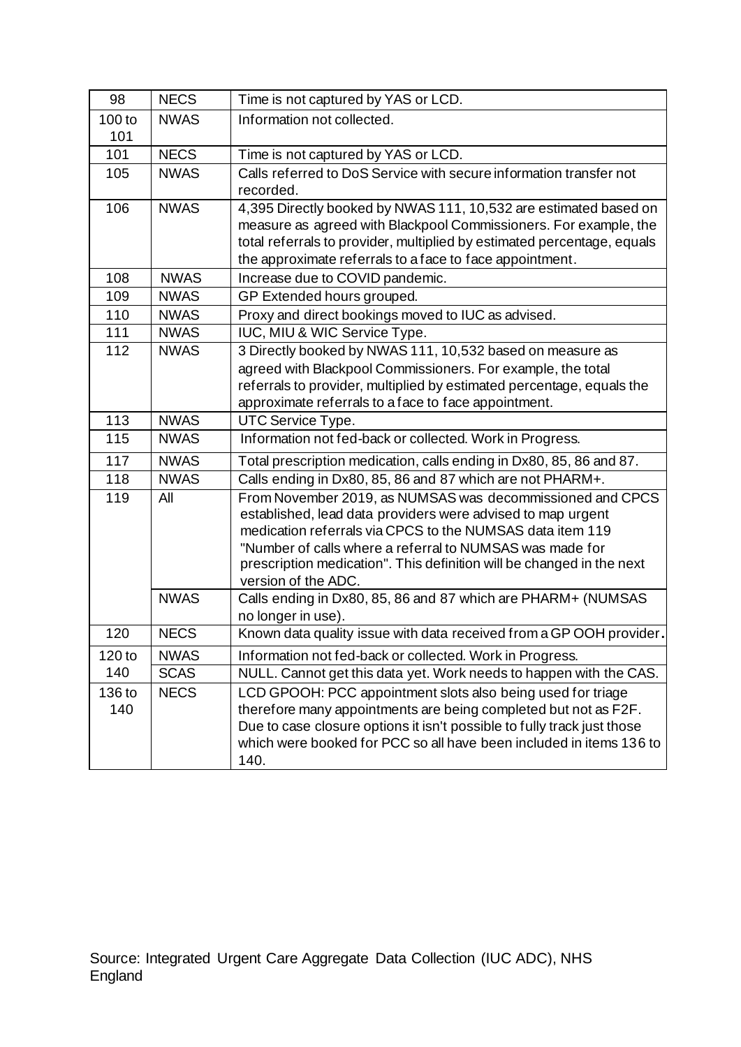| | | |
|---|---|---|
| 98 | NECS | Time is not captured by YAS or LCD. |
| 100 to 101 | NWAS | Information not collected. |
| 101 | NECS | Time is not captured by YAS or LCD. |
| 105 | NWAS | Calls referred to DoS Service with secure information transfer not recorded. |
| 106 | NWAS | 4,395 Directly booked by NWAS 111, 10,532 are estimated based on measure as agreed with Blackpool Commissioners. For example, the total referrals to provider, multiplied by estimated percentage, equals the approximate referrals to a face to face appointment. |
| 108 | NWAS | Increase due to COVID pandemic. |
| 109 | NWAS | GP Extended hours grouped. |
| 110 | NWAS | Proxy and direct bookings moved to IUC as advised. |
| 111 | NWAS | IUC, MIU & WIC Service Type. |
| 112 | NWAS | 3 Directly booked by NWAS 111, 10,532 based on measure as agreed with Blackpool Commissioners. For example, the total referrals to provider, multiplied by estimated percentage, equals the approximate referrals to a face to face appointment. |
| 113 | NWAS | UTC Service Type. |
| 115 | NWAS | Information not fed-back or collected. Work in Progress. |
| 117 | NWAS | Total prescription medication, calls ending in Dx80, 85, 86 and 87. |
| 118 | NWAS | Calls ending in Dx80, 85, 86 and 87 which are not PHARM+. |
| 119 | All | From November 2019, as NUMSAS was decommissioned and CPCS established, lead data providers were advised to map urgent medication referrals via CPCS to the NUMSAS data item 119 "Number of calls where a referral to NUMSAS was made for prescription medication". This definition will be changed in the next version of the ADC. |
| | NWAS | Calls ending in Dx80, 85, 86 and 87 which are PHARM+ (NUMSAS no longer in use). |
| 120 | NECS | Known data quality issue with data received from a GP OOH provider. |
| 120 to 140 | NWAS | Information not fed-back or collected. Work in Progress. |
| | SCAS | NULL. Cannot get this data yet. Work needs to happen with the CAS. |
| 136 to 140 | NECS | LCD GPOOH: PCC appointment slots also being used for triage therefore many appointments are being completed but not as F2F. Due to case closure options it isn't possible to fully track just those which were booked for PCC so all have been included in items 136 to 140. |

Source: Integrated Urgent Care Aggregate Data Collection (IUC ADC), NHS England